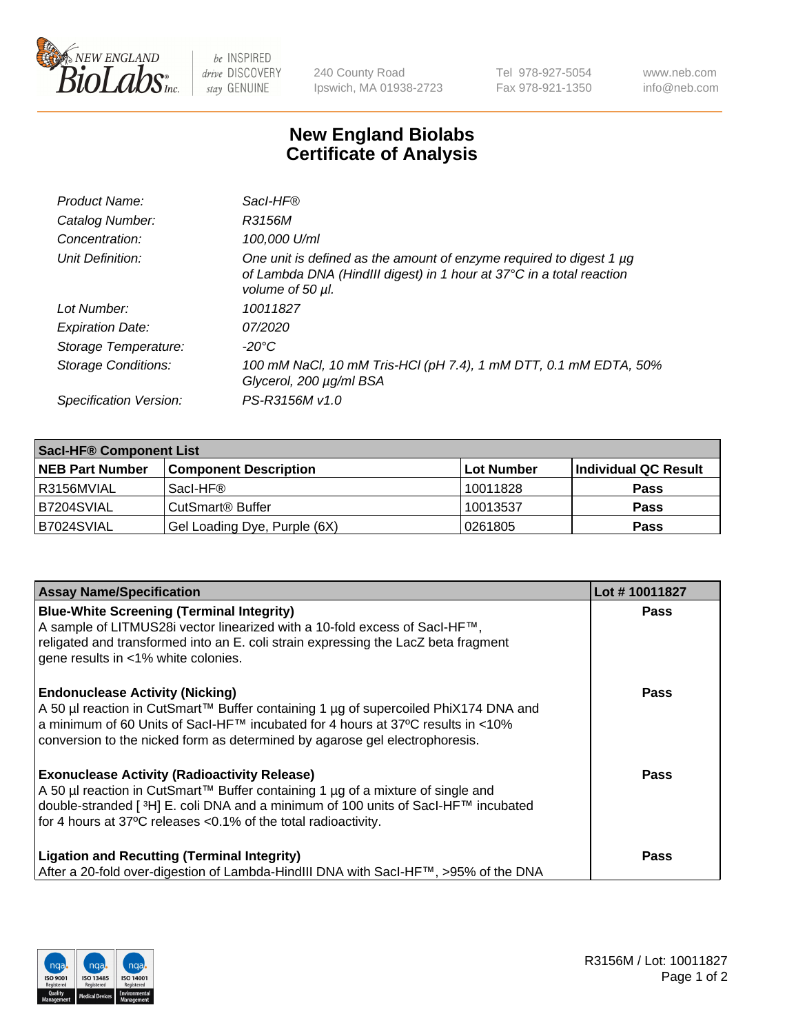New England BioLabs Inc. — be INSPIRED drive DISCOVERY stay GENUINE

240 County Road
Ipswich, MA 01938-2723

Tel 978-927-5054
Fax 978-921-1350

www.neb.com
info@neb.com

# New England Biolabs Certificate of Analysis

| | |
|---|---|
| *Product Name:* | *SacI-HF®* |
| *Catalog Number:* | *R3156M* |
| *Concentration:* | *100,000 U/ml* |
| *Unit Definition:* | *One unit is defined as the amount of enzyme required to digest 1 µg of Lambda DNA (HindIII digest) in 1 hour at 37°C in a total reaction volume of 50 µl.* |
| *Lot Number:* | *10011827* |
| *Expiration Date:* | *07/2020* |
| *Storage Temperature:* | *-20°C* |
| *Storage Conditions:* | *100 mM NaCl, 10 mM Tris-HCl (pH 7.4), 1 mM DTT, 0.1 mM EDTA, 50% Glycerol, 200 µg/ml BSA* |
| *Specification Version:* | *PS-R3156M v1.0* |

| **SacI-HF® Component List** | | | |
|---|---|---|---|
| **NEB Part Number** | **Component Description** | **Lot Number** | **Individual QC Result** |
| R3156MVIAL | SacI-HF® | 10011828 | **Pass** |
| B7204SVIAL | CutSmart® Buffer | 10013537 | **Pass** |
| B7024SVIAL | Gel Loading Dye, Purple (6X) | 0261805 | **Pass** |

| **Assay Name/Specification** | **Lot # 10011827** |
|---|---|
| **Blue-White Screening (Terminal Integrity)** A sample of LITMUS28i vector linearized with a 10-fold excess of SacI-HF™, religated and transformed into an E. coli strain expressing the LacZ beta fragment gene results in <1% white colonies. | **Pass** |
| **Endonuclease Activity (Nicking)** A 50 µl reaction in CutSmart™ Buffer containing 1 µg of supercoiled PhiX174 DNA and a minimum of 60 Units of SacI-HF™ incubated for 4 hours at 37ºC results in <10% conversion to the nicked form as determined by agarose gel electrophoresis. | **Pass** |
| **Exonuclease Activity (Radioactivity Release)** A 50 µl reaction in CutSmart™ Buffer containing 1 µg of a mixture of single and double-stranded [ $^{3}$H] E. coli DNA and a minimum of 100 units of SacI-HF™ incubated for 4 hours at 37ºC releases <0.1% of the total radioactivity. | **Pass** |
| **Ligation and Recutting (Terminal Integrity)** After a 20-fold over-digestion of Lambda-HindIII DNA with SacI-HF™, >95% of the DNA | **Pass** |

R3156M / Lot: 10011827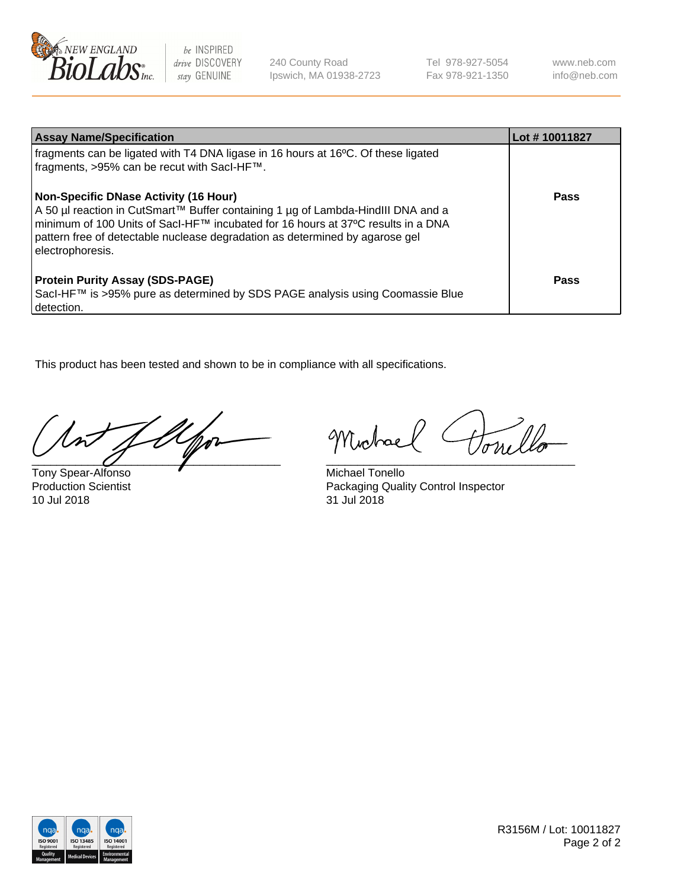| Assay Name/Specification | Lot # 10011827 |
| --- | --- |
| fragments can be ligated with T4 DNA ligase in 16 hours at 16ºC. Of these ligated fragments, >95% can be recut with SacI-HF™. | |
| **Non-Specific DNase Activity (16 Hour)**<br>A 50 µl reaction in CutSmart™ Buffer containing 1 µg of Lambda-HindIII DNA and a minimum of 100 Units of SacI-HF™ incubated for 16 hours at 37ºC results in a DNA pattern free of detectable nuclease degradation as determined by agarose gel electrophoresis. | **Pass** |
| **Protein Purity Assay (SDS-PAGE)**<br>SacI-HF™ is >95% pure as determined by SDS PAGE analysis using Coomassie Blue detection. | **Pass** |

This product has been tested and shown to be in compliance with all specifications.

Tony Spear-Alfonso
Production Scientist
10 Jul 2018

Michael Tonello
Packaging Quality Control Inspector
31 Jul 2018

R3156M / Lot: 10011827